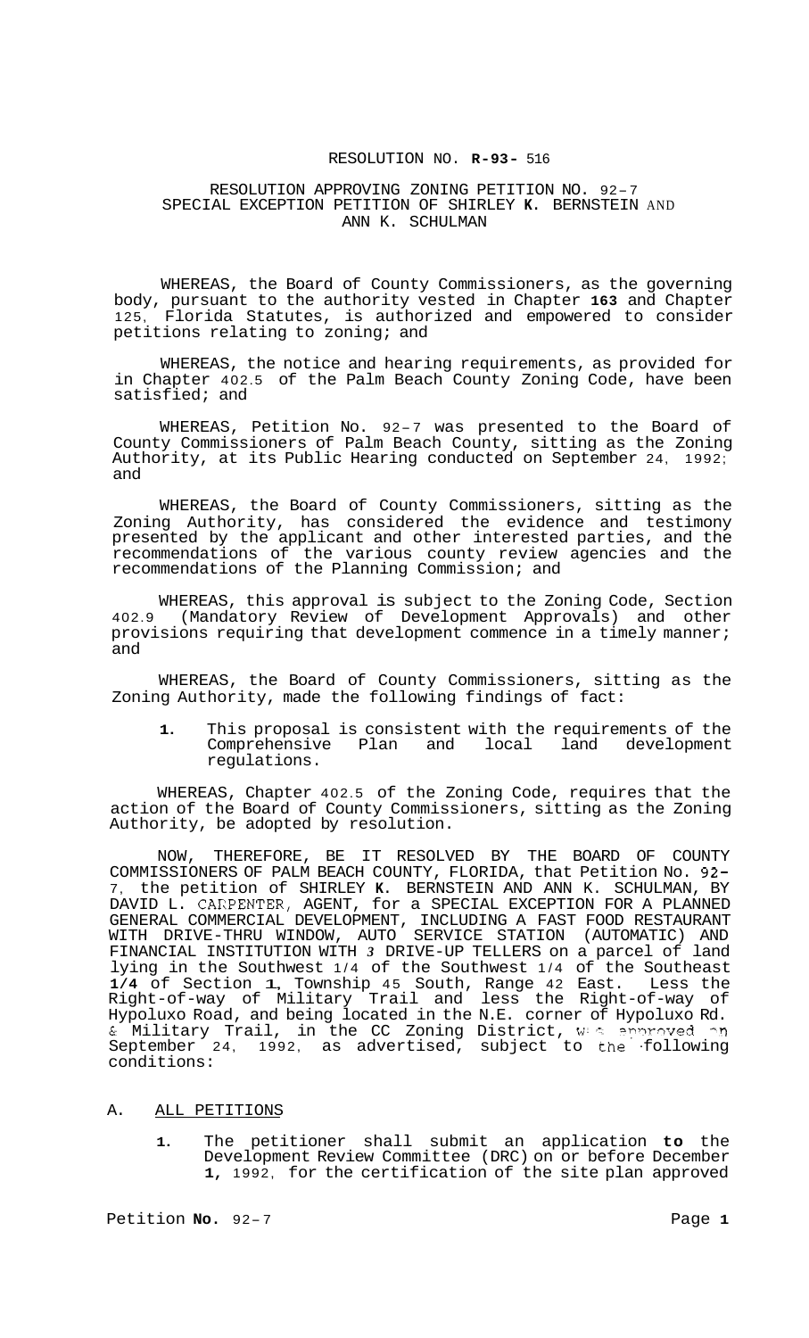RESOLUTION NO. **R-93-** 516

RESOLUTION APPROVING ZONING PETITION NO. 92-7
SPECIAL EXCEPTION PETITION OF SHIRLEY **K.** BERNSTEIN AND ANN K. SCHULMAN

WHEREAS, the Board of County Commissioners, as the governing body, pursuant to the authority vested in Chapter **163** and Chapter 125, Florida Statutes, is authorized and empowered to consider petitions relating to zoning; and

WHEREAS, the notice and hearing requirements, as provided for in Chapter 402.5 of the Palm Beach County Zoning Code, have been satisfied; and

WHEREAS, Petition No. 92-7 was presented to the Board of County Commissioners of Palm Beach County, sitting as the Zoning Authority, at its Public Hearing conducted on September 24, 1992; and

WHEREAS, the Board of County Commissioners, sitting as the Zoning Authority, has considered the evidence and testimony presented by the applicant and other interested parties, and the recommendations of the various county review agencies and the recommendations of the Planning Commission; and

WHEREAS, this approval is subject to the Zoning Code, Section 402.9 (Mandatory Review of Development Approvals) and other provisions requiring that development commence in a timely manner; and

WHEREAS, the Board of County Commissioners, sitting as the Zoning Authority, made the following findings of fact:

**1.** This proposal is consistent with the requirements of the Comprehensive Plan and local land development regulations.

WHEREAS, Chapter 402.5 of the Zoning Code, requires that the action of the Board of County Commissioners, sitting as the Zoning Authority, be adopted by resolution.

NOW, THEREFORE, BE IT RESOLVED BY THE BOARD OF COUNTY COMMISSIONERS OF PALM BEACH COUNTY, FLORIDA, that Petition No. 92-7, the petition of SHIRLEY **K.** BERNSTEIN AND ANN K. SCHULMAN, BY DAVID L. CARPENTER, AGENT, for a SPECIAL EXCEPTION FOR A PLANNED GENERAL COMMERCIAL DEVELOPMENT, INCLUDING A FAST FOOD RESTAURANT WITH DRIVE-THRU WINDOW, AUTO SERVICE STATION (AUTOMATIC) AND FINANCIAL INSTITUTION WITH *3* DRIVE-UP TELLERS on a parcel of land lying in the Southwest 1/4 of the Southwest 1/4 of the Southeast **1/4** of Section **1**, Township 45 South, Range 42 East. Less the Right-of-way of Military Trail and less the Right-of-way of Hypoluxo Road, and being located in the N.E. corner of Hypoluxo Rd. & Military Trail, in the CC Zoning District, was approved on September 24, 1992, as advertised, subject to the following conditions:

A. ALL PETITIONS

**1.** The petitioner shall submit an application **to** the Development Review Committee (DRC) on or before December **1,** 1992, for the certification of the site plan approved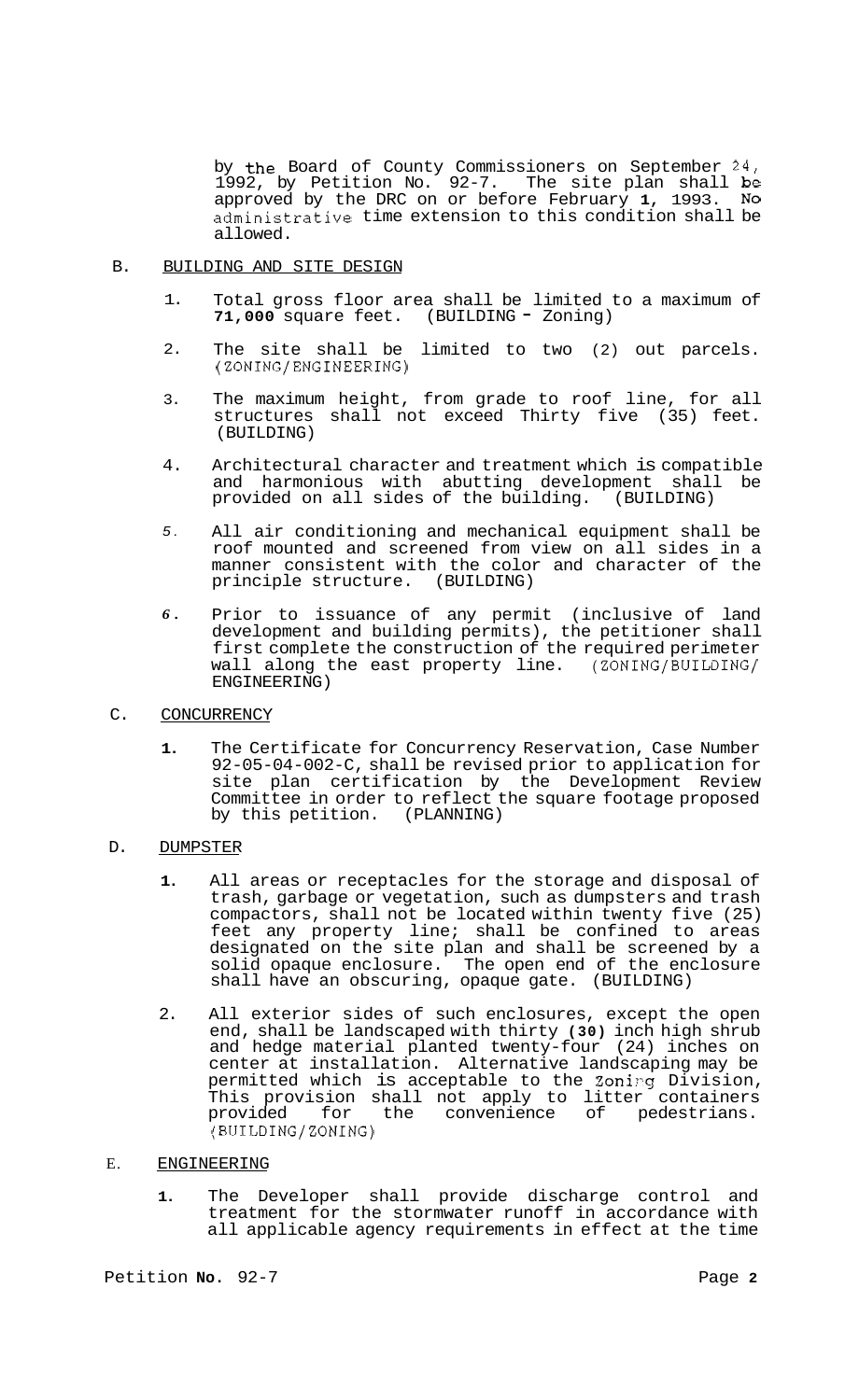by the Board of County Commissioners on September 24, 1992, by Petition No. 92-7. The site plan shall be approved by the DRC on or before February 1, 1993. No administrative time extension to this condition shall be allowed.

## B. BUILDING AND SITE DESIGN

1. Total gross floor area shall be limited to a maximum of **71,000** square feet. (BUILDING - Zoning)

2. The site shall be limited to two (2) out parcels. (ZONING/ENGINEERING)

3. The maximum height, from grade to roof line, for all structures shall not exceed Thirty five (35) feet. (BUILDING)

4. Architectural character and treatment which is compatible and harmonious with abutting development shall be provided on all sides of the building. (BUILDING)

5. All air conditioning and mechanical equipment shall be roof mounted and screened from view on all sides in a manner consistent with the color and character of the principle structure. (BUILDING)

6. Prior to issuance of any permit (inclusive of land development and building permits), the petitioner shall first complete the construction of the required perimeter wall along the east property line. (ZONING/BUILDING/ ENGINEERING)

## C. CONCURRENCY

1. The Certificate for Concurrency Reservation, Case Number 92-05-04-002-C, shall be revised prior to application for site plan certification by the Development Review Committee in order to reflect the square footage proposed by this petition. (PLANNING)

## D. DUMPSTER

1. All areas or receptacles for the storage and disposal of trash, garbage or vegetation, such as dumpsters and trash compactors, shall not be located within twenty five (25) feet any property line; shall be confined to areas designated on the site plan and shall be screened by a solid opaque enclosure. The open end of the enclosure shall have an obscuring, opaque gate. (BUILDING)

2. All exterior sides of such enclosures, except the open end, shall be landscaped with thirty **(30)** inch high shrub and hedge material planted twenty-four (24) inches on center at installation. Alternative landscaping may be permitted which is acceptable to the Zoning Division, This provision shall not apply to litter containers provided for the convenience of pedestrians. (BUILDING/ZONING)

## E. ENGINEERING

1. The Developer shall provide discharge control and treatment for the stormwater runoff in accordance with all applicable agency requirements in effect at the time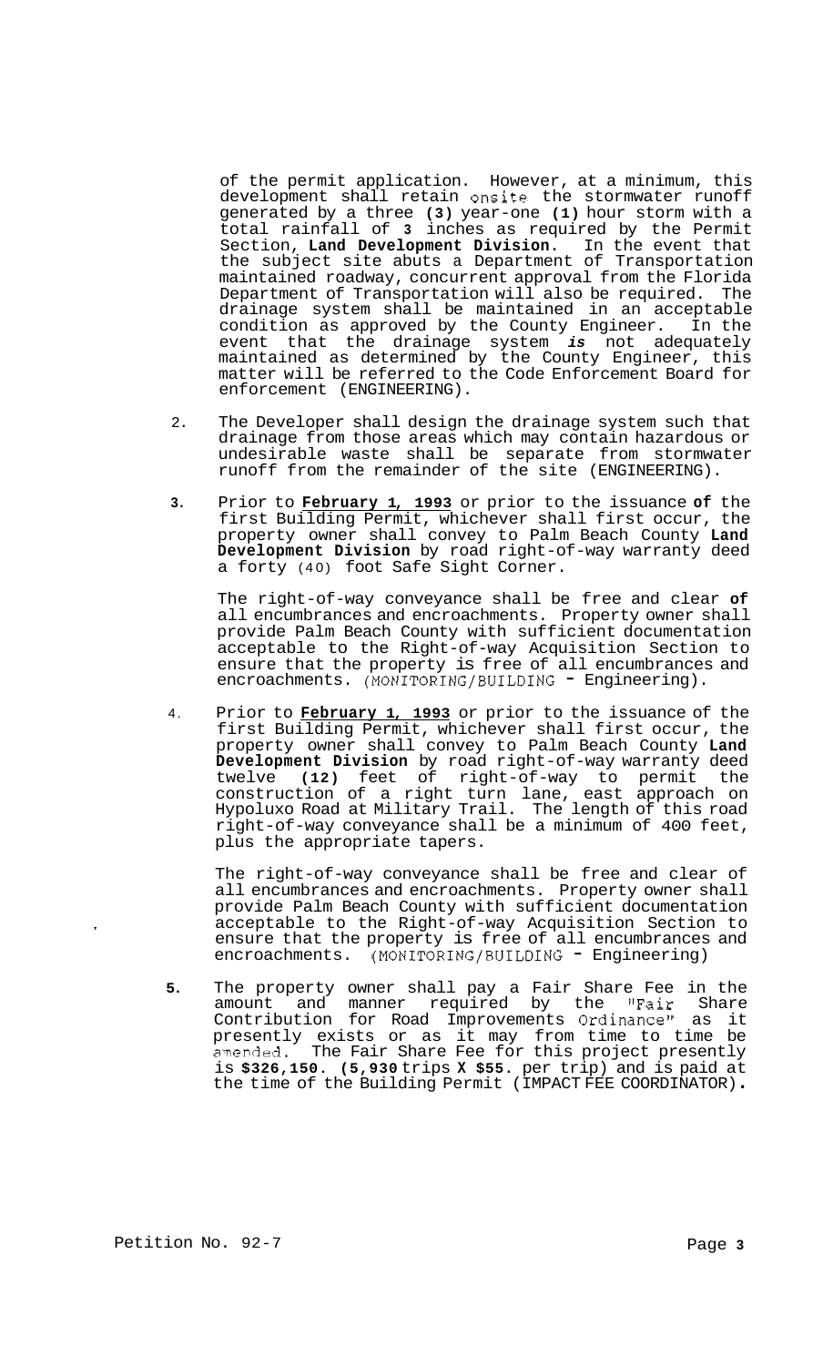of the permit application. However, at a minimum, this development shall retain onsite the stormwater runoff generated by a three **(3)** year-one **(1)** hour storm with a total rainfall of **3** inches as required by the Permit Section, **Land Development Division.** In the event that the subject site abuts a Department of Transportation maintained roadway, concurrent approval from the Florida Department of Transportation will also be required. The drainage system shall be maintained in an acceptable condition as approved by the County Engineer. In the event that the drainage system ***is*** not adequately maintained as determined by the County Engineer, this matter will be referred to the Code Enforcement Board for enforcement (ENGINEERING).

2. The Developer shall design the drainage system such that drainage from those areas which may contain hazardous or undesirable waste shall be separate from stormwater runoff from the remainder of the site (ENGINEERING).

3. Prior to **February 1, 1993** or prior to the issuance **of** the first Building Permit, whichever shall first occur, the property owner shall convey to Palm Beach County **Land Development Division** by road right-of-way warranty deed a forty (40) foot Safe Sight Corner.

   The right-of-way conveyance shall be free and clear **of** all encumbrances and encroachments. Property owner shall provide Palm Beach County with sufficient documentation acceptable to the Right-of-way Acquisition Section to ensure that the property is free of all encumbrances and encroachments. (MONITORING/BUILDING - Engineering).

4. Prior to **February 1, 1993** or prior to the issuance of the first Building Permit, whichever shall first occur, the property owner shall convey to Palm Beach County **Land Development Division** by road right-of-way warranty deed twelve **(12)** feet of right-of-way to permit the construction of a right turn lane, east approach on Hypoluxo Road at Military Trail. The length of this road right-of-way conveyance shall be a minimum of 400 feet, plus the appropriate tapers.

   The right-of-way conveyance shall be free and clear of all encumbrances and encroachments. Property owner shall provide Palm Beach County with sufficient documentation acceptable to the Right-of-way Acquisition Section to ensure that the property is free of all encumbrances and encroachments. (MONITORING/BUILDING - Engineering)

5. The property owner shall pay a Fair Share Fee in the amount and manner required by the "Fair Share Contribution for Road Improvements Ordinance" as it presently exists or as it may from time to time be amended. The Fair Share Fee for this project presently is **$326,150. (5,930** trips **X $55.** per trip) and is paid at the time of the Building Permit (IMPACT FEE COORDINATOR).

Petition No. 92-7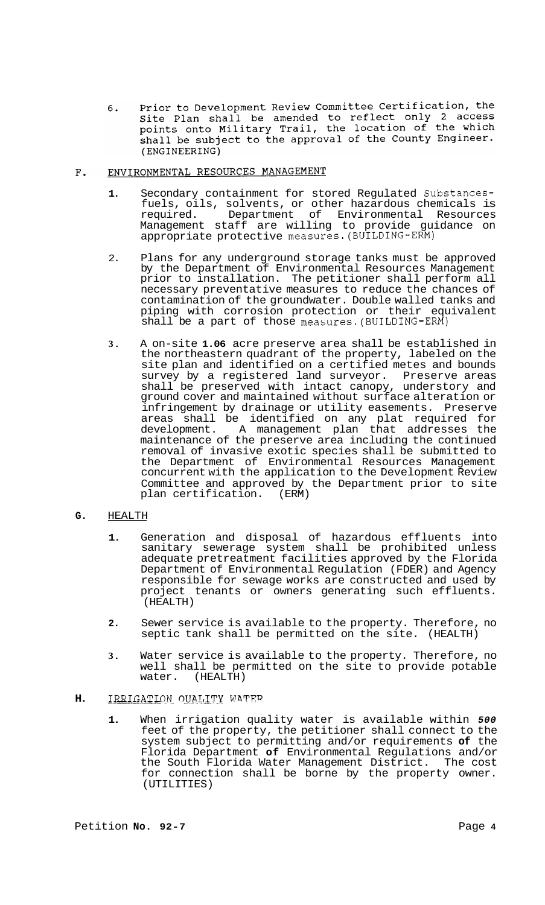6. Prior to Development Review Committee Certification, the Site Plan shall be amended to reflect only 2 access points onto Military Trail, the location of the which shall be subject to the approval of the County Engineer. (ENGINEERING)

F. ENVIRONMENTAL RESOURCES MANAGEMENT

1. Secondary containment for stored Regulated Substances- fuels, oils, solvents, or other hazardous chemicals is required. Department of Environmental Resources Management staff are willing to provide guidance on appropriate protective measures. (BUILDING-ERM)

2. Plans for any underground storage tanks must be approved by the Department of Environmental Resources Management prior to installation. The petitioner shall perform all necessary preventative measures to reduce the chances of contamination of the groundwater. Double walled tanks and piping with corrosion protection or their equivalent shall be a part of those measures. (BUILDING-ERM)

3. A on-site **1.06** acre preserve area shall be established in the northeastern quadrant of the property, labeled on the site plan and identified on a certified metes and bounds survey by a registered land surveyor. Preserve areas shall be preserved with intact canopy, understory and ground cover and maintained without surface alteration or infringement by drainage or utility easements. Preserve areas shall be identified on any plat required for development. A management plan that addresses the maintenance of the preserve area including the continued removal of invasive exotic species shall be submitted to the Department of Environmental Resources Management concurrent with the application to the Development Review Committee and approved by the Department prior to site plan certification. (ERM)

G. HEALTH

1. Generation and disposal of hazardous effluents into sanitary sewerage system shall be prohibited unless adequate pretreatment facilities approved by the Florida Department of Environmental Regulation (FDER) and Agency responsible for sewage works are constructed and used by project tenants or owners generating such effluents. (HEALTH)

2. Sewer service is available to the property. Therefore, no septic tank shall be permitted on the site. (HEALTH)

3. Water service is available to the property. Therefore, no well shall be permitted on the site to provide potable water. (HEALTH)

H. IRRIGATION QUALITY WATER

1. When irrigation quality water is available within *500* feet of the property, the petitioner shall connect to the system subject to permitting and/or requirements **of** the Florida Department **of** Environmental Regulations and/or the South Florida Water Management District. The cost for connection shall be borne by the property owner. (UTILITIES)

Petition **No. 92-7**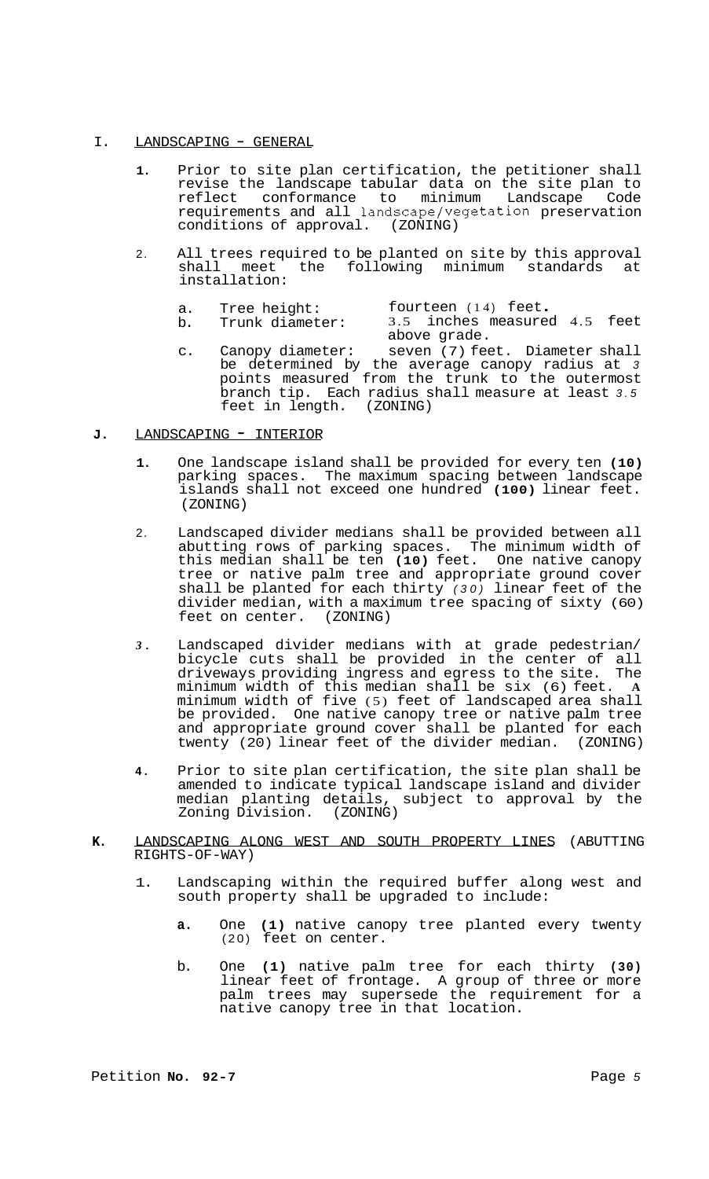I. LANDSCAPING - GENERAL

1. Prior to site plan certification, the petitioner shall revise the landscape tabular data on the site plan to reflect conformance to minimum Landscape Code requirements and all landscape/vegetation preservation conditions of approval. (ZONING)

2. All trees required to be planted on site by this approval shall meet the following minimum standards at installation:

   a. Tree height: fourteen (14) feet.
   b. Trunk diameter: 3.5 inches measured 4.5 feet above grade.
   c. Canopy diameter: seven (7) feet. Diameter shall be determined by the average canopy radius at 3 points measured from the trunk to the outermost branch tip. Each radius shall measure at least 3.5 feet in length. (ZONING)

**J.** LANDSCAPING - INTERIOR

1. One landscape island shall be provided for every ten **(10)** parking spaces. The maximum spacing between landscape islands shall not exceed one hundred **(100)** linear feet. (ZONING)

2. Landscaped divider medians shall be provided between all abutting rows of parking spaces. The minimum width of this median shall be ten **(10)** feet. One native canopy tree or native palm tree and appropriate ground cover shall be planted for each thirty *(30)* linear feet of the divider median, with a maximum tree spacing of sixty (60) feet on center. (ZONING)

3. Landscaped divider medians with at grade pedestrian/bicycle cuts shall be provided in the center of all driveways providing ingress and egress to the site. The minimum width of this median shall be six (6) feet. A minimum width of five (5) feet of landscaped area shall be provided. One native canopy tree or native palm tree and appropriate ground cover shall be planted for each twenty (20) linear feet of the divider median. (ZONING)

4. Prior to site plan certification, the site plan shall be amended to indicate typical landscape island and divider median planting details, subject to approval by the Zoning Division. (ZONING)

**K.** LANDSCAPING ALONG WEST AND SOUTH PROPERTY LINES (ABUTTING RIGHTS-OF-WAY)

1. Landscaping within the required buffer along west and south property shall be upgraded to include:

   **a.** One **(1)** native canopy tree planted every twenty (20) feet on center.

   b. One **(1)** native palm tree for each thirty **(30)** linear feet of frontage. A group of three or more palm trees may supersede the requirement for a native canopy tree in that location.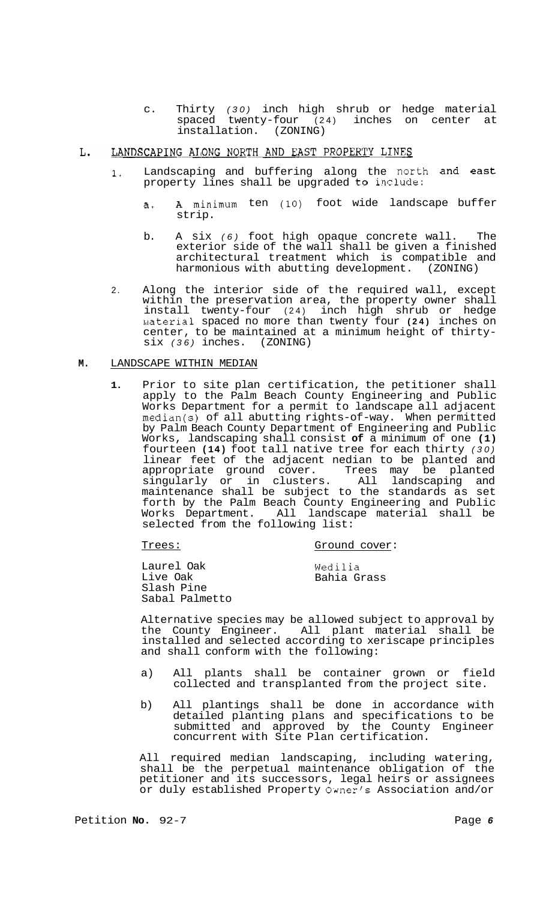c. Thirty *(30)* inch high shrub or hedge material spaced twenty-four (24) inches on center at installation. (ZONING)

## L. LANDSCAPING ALONG NORTH AND EAST PROPERTY LINES

1. Landscaping and buffering along the north and east property lines shall be upgraded to include:

   a. A minimum ten (10) foot wide landscape buffer strip.

   b. A six *(6)* foot high opaque concrete wall. The exterior side of the wall shall be given a finished architectural treatment which is compatible and harmonious with abutting development. (ZONING)

2. Along the interior side of the required wall, except within the preservation area, the property owner shall install twenty-four (24) inch high shrub or hedge material spaced no more than twenty four **(24)** inches on center, to be maintained at a minimum height of thirty-six *(36)* inches. (ZONING)

## M. LANDSCAPE WITHIN MEDIAN

**1.** Prior to site plan certification, the petitioner shall apply to the Palm Beach County Engineering and Public Works Department for a permit to landscape all adjacent median(s) of all abutting rights-of-way. When permitted by Palm Beach County Department of Engineering and Public Works, landscaping shall consist **of** a minimum of one **(1)** fourteen **(14)** foot tall native tree for each thirty *(30)* linear feet of the adjacent median to be planted and appropriate ground cover. Trees may be planted singularly or in clusters. All landscaping and maintenance shall be subject to the standards as set forth by the Palm Beach County Engineering and Public Works Department. All landscape material shall be selected from the following list:

| Trees: | Ground cover: |
|---|---|
| Laurel Oak | Wedilia |
| Live Oak | Bahia Grass |
| Slash Pine | |
| Sabal Palmetto | |

Alternative species may be allowed subject to approval by the County Engineer. All plant material shall be installed and selected according to xeriscape principles and shall conform with the following:

a) All plants shall be container grown or field collected and transplanted from the project site.

b) All plantings shall be done in accordance with detailed planting plans and specifications to be submitted and approved by the County Engineer concurrent with Site Plan certification.

All required median landscaping, including watering, shall be the perpetual maintenance obligation of the petitioner and its successors, legal heirs or assignees or duly established Property Owner's Association and/or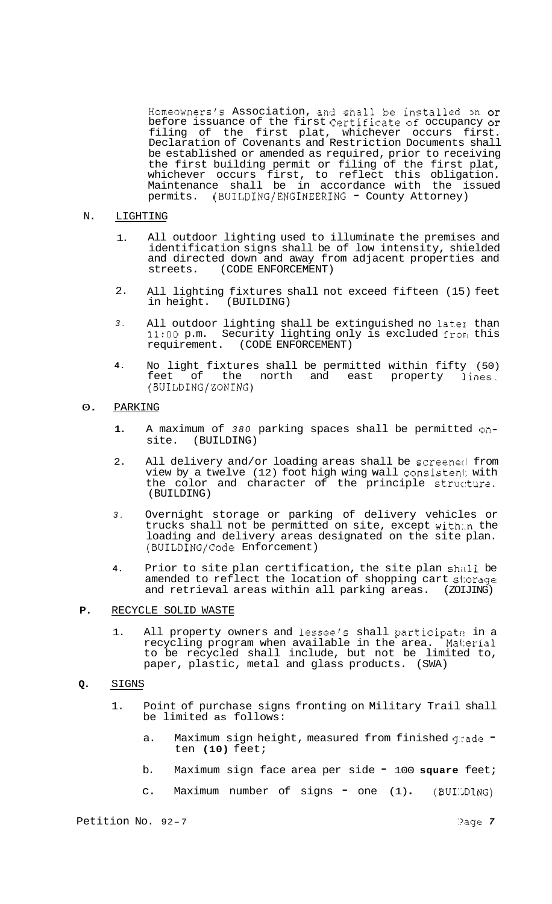Homeowners's Association, and shall be installed on or before issuance of the first Certificate of occupancy or filing of the first plat, whichever occurs first. Declaration of Covenants and Restriction Documents shall be established or amended as required, prior to receiving the first building permit or filing of the first plat, whichever occurs first, to reflect this obligation. Maintenance shall be in accordance with the issued permits. (BUILDING/ENGINEERING - County Attorney)

N. LIGHTING

1. All outdoor lighting used to illuminate the premises and identification signs shall be of low intensity, shielded and directed down and away from adjacent properties and streets. (CODE ENFORCEMENT)

2. All lighting fixtures shall not exceed fifteen (15) feet in height. (BUILDING)

3. All outdoor lighting shall be extinguished no later than 11:00 p.m. Security lighting only is excluded from this requirement. (CODE ENFORCEMENT)

4. No light fixtures shall be permitted within fifty (50) feet of the north and east property lines. (BUILDING/ZONING)

O. PARKING

1. A maximum of 380 parking spaces shall be permitted on-site. (BUILDING)

2. All delivery and/or loading areas shall be screened from view by a twelve (12) foot high wing wall consistent with the color and character of the principle structure. (BUILDING)

3. Overnight storage or parking of delivery vehicles or trucks shall not be permitted on site, except within the loading and delivery areas designated on the site plan. (BUILDING/Code Enforcement)

4. Prior to site plan certification, the site plan shall be amended to reflect the location of shopping cart storage and retrieval areas within all parking areas. (ZONING)

P. RECYCLE SOLID WASTE

1. All property owners and lessee's shall participate in a recycling program when available in the area. Material to be recycled shall include, but not be limited to, paper, plastic, metal and glass products. (SWA)

Q. SIGNS

1. Point of purchase signs fronting on Military Trail shall be limited as follows:

   a. Maximum sign height, measured from finished grade - ten **(10)** feet;

   b. Maximum sign face area per side - 100 **square** feet;

   c. Maximum number of signs - one (1). (BUILDING)

Petition No. 92-7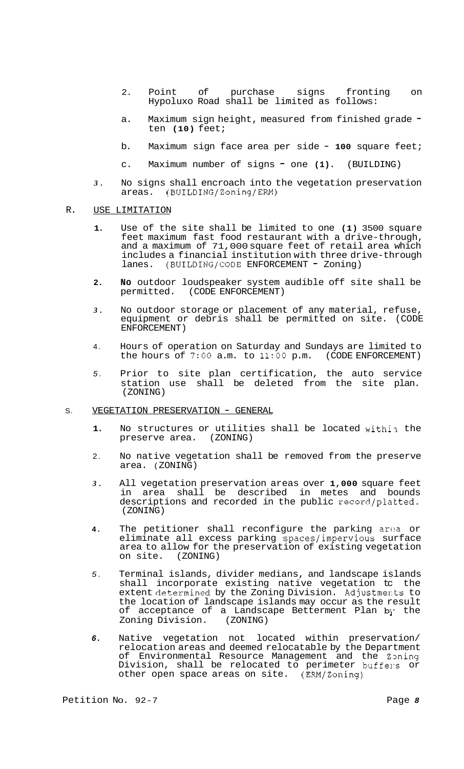2. Point of purchase signs fronting on Hypoluxo Road shall be limited as follows:

   a. Maximum sign height, measured from finished grade - ten **(10)** feet;

   b. Maximum sign face area per side - **100** square feet;

   c. Maximum number of signs - one **(1)**. (BUILDING)

3. No signs shall encroach into the vegetation preservation areas. (BUILDING/Zoning/ERM)

R. USE LIMITATION

1. Use of the site shall be limited to one **(1)** 3500 square feet maximum fast food restaurant with a drive-through, and a maximum of 71,000 square feet of retail area which includes a financial institution with three drive-through lanes. (BUILDING/CODE ENFORCEMENT - Zoning)

2. **No** outdoor loudspeaker system audible off site shall be permitted. (CODE ENFORCEMENT)

3. No outdoor storage or placement of any material, refuse, equipment or debris shall be permitted on site. (CODE ENFORCEMENT)

4. Hours of operation on Saturday and Sundays are limited to the hours of 7:00 a.m. to 11:00 p.m. (CODE ENFORCEMENT)

5. Prior to site plan certification, the auto service station use shall be deleted from the site plan. (ZONING)

S. VEGETATION PRESERVATION - GENERAL

1. No structures or utilities shall be located within the preserve area. (ZONING)

2. No native vegetation shall be removed from the preserve area. (ZONING)

3. All vegetation preservation areas over **1,000** square feet in area shall be described in metes and bounds descriptions and recorded in the public record/platted. (ZONING)

4. The petitioner shall reconfigure the parking area or eliminate all excess parking spaces/impervious surface area to allow for the preservation of existing vegetation on site. (ZONING)

5. Terminal islands, divider medians, and landscape islands shall incorporate existing native vegetation to the extent determined by the Zoning Division. Adjustments to the location of landscape islands may occur as the result of acceptance of a Landscape Betterment Plan by the Zoning Division. (ZONING)

6. Native vegetation not located within preservation/ relocation areas and deemed relocatable by the Department of Environmental Resource Management and the Zoning Division, shall be relocated to perimeter buffers or other open space areas on site. (ERM/Zoning)

Petition No. 92-7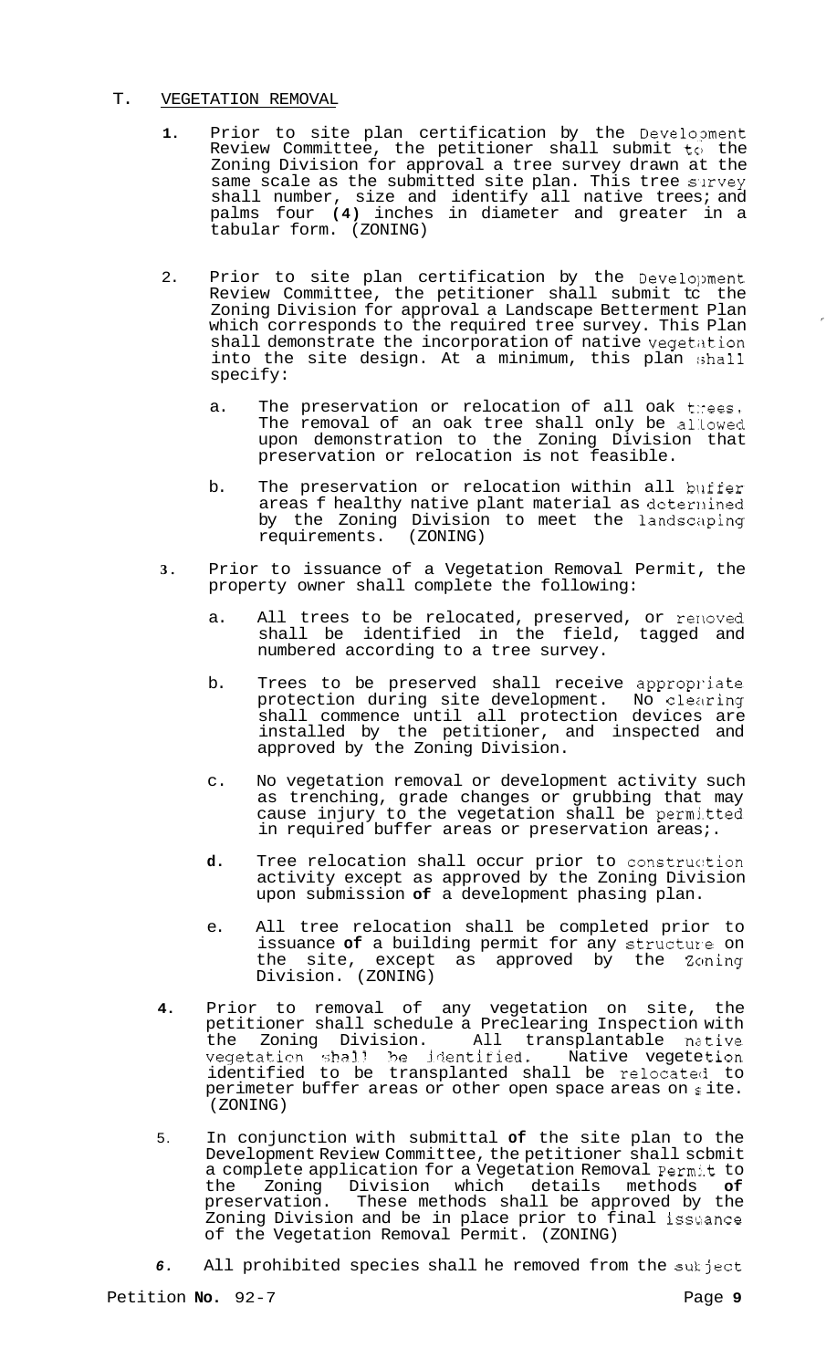## T. VEGETATION REMOVAL

1. Prior to site plan certification by the Development Review Committee, the petitioner shall submit to the Zoning Division for approval a tree survey drawn at the same scale as the submitted site plan. This tree survey shall number, size and identify all native trees; and palms four **(4)** inches in diameter and greater in a tabular form. (ZONING)

2. Prior to site plan certification by the Development Review Committee, the petitioner shall submit to the Zoning Division for approval a Landscape Betterment Plan which corresponds to the required tree survey. This Plan shall demonstrate the incorporation of native vegetation into the site design. At a minimum, this plan shall specify:

   a. The preservation or relocation of all oak trees. The removal of an oak tree shall only be allowed upon demonstration to the Zoning Division that preservation or relocation is not feasible.

   b. The preservation or relocation within all buffer areas f healthy native plant material as determined by the Zoning Division to meet the landscaping requirements. (ZONING)

3. Prior to issuance of a Vegetation Removal Permit, the property owner shall complete the following:

   a. All trees to be relocated, preserved, or removed shall be identified in the field, tagged and numbered according to a tree survey.

   b. Trees to be preserved shall receive appropriate protection during site development. No clearing shall commence until all protection devices are installed by the petitioner, and inspected and approved by the Zoning Division.

   c. No vegetation removal or development activity such as trenching, grade changes or grubbing that may cause injury to the vegetation shall be permitted in required buffer areas or preservation areas;.

   **d.** Tree relocation shall occur prior to construction activity except as approved by the Zoning Division upon submission **of** a development phasing plan.

   e. All tree relocation shall be completed prior to issuance **of** a building permit for any structure on the site, except as approved by the Zoning Division. (ZONING)

4. Prior to removal of any vegetation on site, the petitioner shall schedule a Preclearing Inspection with the Zoning Division. All transplantable native vegetation shall be identified. Native vegetation identified to be transplanted shall be relocated to perimeter buffer areas or other open space areas on site. (ZONING)

5. In conjunction with submittal **of** the site plan to the Development Review Committee, the petitioner shall submit a complete application for a Vegetation Removal Permit to the Zoning Division which details methods **of** preservation. These methods shall be approved by the Zoning Division and be in place prior to final issuance of the Vegetation Removal Permit. (ZONING)

*6*. All prohibited species shall he removed from the subject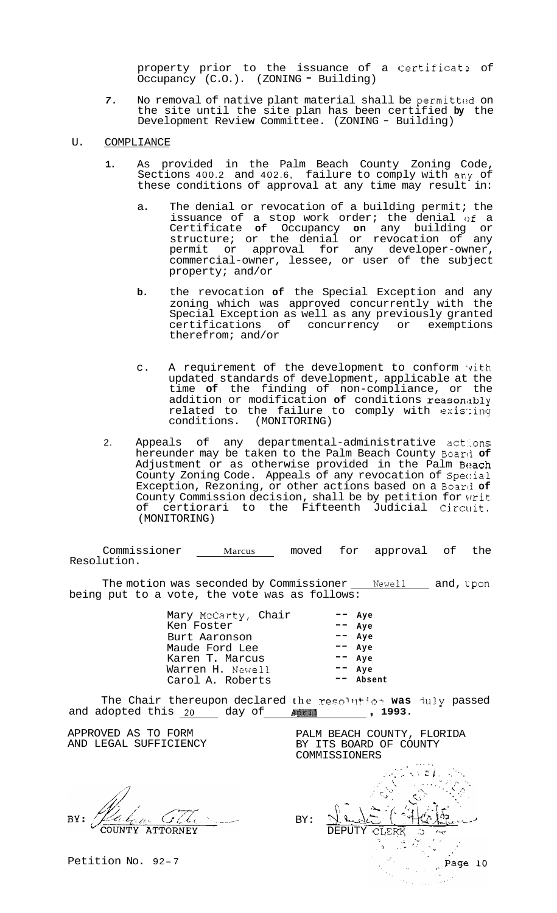property prior to the issuance of a Certificate of Occupancy (C.O.). (ZONING - Building)

7. No removal of native plant material shall be permitted on the site until the site plan has been certified **by** the Development Review Committee. (ZONING - Building)

U. COMPLIANCE

1. As provided in the Palm Beach County Zoning Code, Sections 400.2 and 402.6, failure to comply with any of these conditions of approval at any time may result in:

   a. The denial or revocation of a building permit; the issuance of a stop work order; the denial of a Certificate **of** Occupancy **on** any building or structure; or the denial or revocation of any permit or approval for any developer-owner, commercial-owner, lessee, or user of the subject property; and/or

   **b.** the revocation **of** the Special Exception and any zoning which was approved concurrently with the Special Exception as well as any previously granted certifications of concurrency or exemptions therefrom; and/or

   c. A requirement of the development to conform with updated standards of development, applicable at the time **of** the finding of non-compliance, or the addition or modification **of** conditions reasonably related to the failure to comply with existing conditions. (MONITORING)

2. Appeals of any departmental-administrative actions hereunder may be taken to the Palm Beach County Board **of** Adjustment or as otherwise provided in the Palm Beach County Zoning Code. Appeals of any revocation of Special Exception, Rezoning, or other actions based on a Board **of** County Commission decision, shall be by petition for writ of certiorari to the Fifteenth Judicial Circuit. (MONITORING)

Commissioner Marcus moved for approval of the Resolution.

The motion was seconded by Commissioner Newell and, upon being put to a vote, the vote was as follows:

| | |
|---|---|
| Mary McCarty, Chair | -- **Aye** |
| Ken Foster | -- **Aye** |
| Burt Aaronson | -- **Aye** |
| Maude Ford Lee | -- **Aye** |
| Karen T. Marcus | -- **Aye** |
| Warren H. Newell | -- **Aye** |
| Carol A. Roberts | -- **Absent** |

The Chair thereupon declared the resolution **was** duly passed and adopted this 20 day of April **, 1993.**

APPROVED AS TO FORM AND LEGAL SUFFICIENCY

BY: COUNTY ATTORNEY

PALM BEACH COUNTY, FLORIDA BY ITS BOARD OF COUNTY COMMISSIONERS

BY: DEPUTY CLERK

Petition No. 92-7